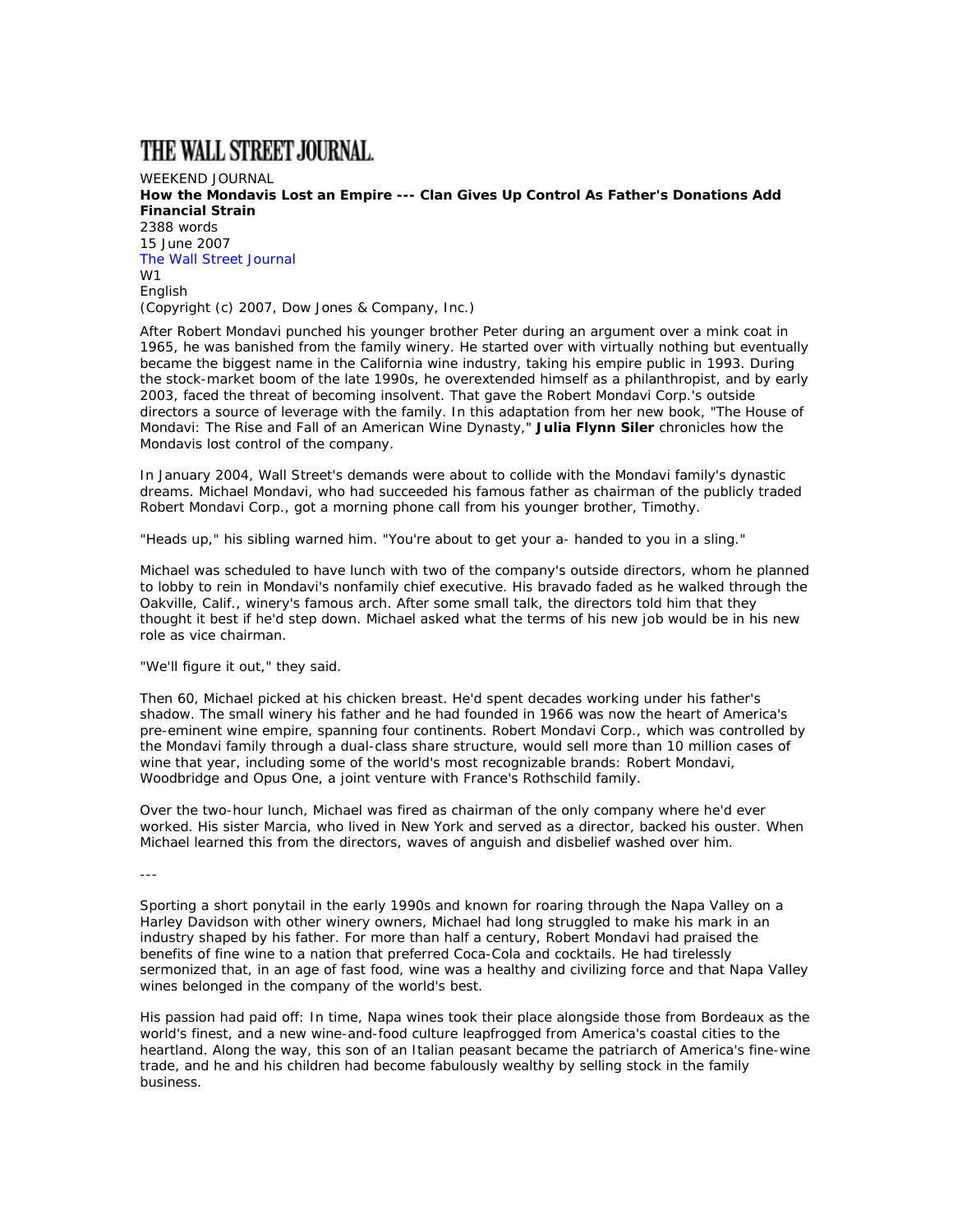# THE WALL STREET JOURNAL.

WEEKEND JOURNAL

**How the Mondavis Lost an Empire --- Clan Gives Up Control As Father's Donations Add Financial Strain**

2388 words

15 June 2007

The Wall Street Journal

W1

English

(Copyright (c) 2007, Dow Jones & Company, Inc.)

After Robert Mondavi punched his younger brother Peter during an argument over a mink coat in 1965, he was banished from the family winery. He started over with virtually nothing but eventually became the biggest name in the California wine industry, taking his empire public in 1993. During the stock-market boom of the late 1990s, he overextended himself as a philanthropist, and by early 2003, faced the threat of becoming insolvent. That gave the Robert Mondavi Corp.'s outside directors a source of leverage with the family. In this adaptation from her new book, "The House of Mondavi: The Rise and Fall of an American Wine Dynasty," **Julia Flynn Siler** chronicles how the Mondavis lost control of the company.

In January 2004, Wall Street's demands were about to collide with the Mondavi family's dynastic dreams. Michael Mondavi, who had succeeded his famous father as chairman of the publicly traded Robert Mondavi Corp., got a morning phone call from his younger brother, Timothy.

"Heads up," his sibling warned him. "You're about to get your a- handed to you in a sling."

Michael was scheduled to have lunch with two of the company's outside directors, whom he planned to lobby to rein in Mondavi's nonfamily chief executive. His bravado faded as he walked through the Oakville, Calif., winery's famous arch. After some small talk, the directors told him that they thought it best if he'd step down. Michael asked what the terms of his new job would be in his new role as vice chairman.

"We'll figure it out," they said.

Then 60, Michael picked at his chicken breast. He'd spent decades working under his father's shadow. The small winery his father and he had founded in 1966 was now the heart of America's pre-eminent wine empire, spanning four continents. Robert Mondavi Corp., which was controlled by the Mondavi family through a dual-class share structure, would sell more than 10 million cases of wine that year, including some of the world's most recognizable brands: Robert Mondavi, Woodbridge and Opus One, a joint venture with France's Rothschild family.

Over the two-hour lunch, Michael was fired as chairman of the only company where he'd ever worked. His sister Marcia, who lived in New York and served as a director, backed his ouster. When Michael learned this from the directors, waves of anguish and disbelief washed over him.

---

Sporting a short ponytail in the early 1990s and known for roaring through the Napa Valley on a Harley Davidson with other winery owners, Michael had long struggled to make his mark in an industry shaped by his father. For more than half a century, Robert Mondavi had praised the benefits of fine wine to a nation that preferred Coca-Cola and cocktails. He had tirelessly sermonized that, in an age of fast food, wine was a healthy and civilizing force and that Napa Valley wines belonged in the company of the world's best.

His passion had paid off: In time, Napa wines took their place alongside those from Bordeaux as the world's finest, and a new wine-and-food culture leapfrogged from America's coastal cities to the heartland. Along the way, this son of an Italian peasant became the patriarch of America's fine-wine trade, and he and his children had become fabulously wealthy by selling stock in the family business.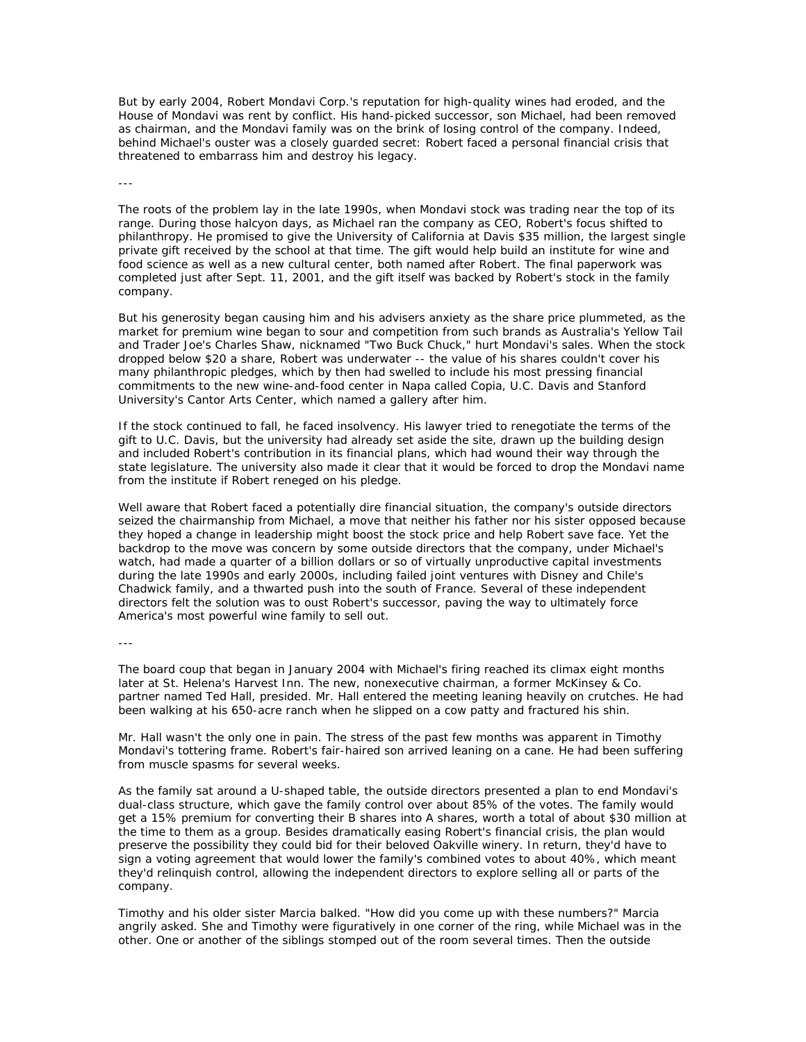But by early 2004, Robert Mondavi Corp.'s reputation for high-quality wines had eroded, and the House of Mondavi was rent by conflict. His hand-picked successor, son Michael, had been removed as chairman, and the Mondavi family was on the brink of losing control of the company. Indeed, behind Michael's ouster was a closely guarded secret: Robert faced a personal financial crisis that threatened to embarrass him and destroy his legacy.

---

The roots of the problem lay in the late 1990s, when Mondavi stock was trading near the top of its range. During those halcyon days, as Michael ran the company as CEO, Robert's focus shifted to philanthropy. He promised to give the University of California at Davis $35 million, the largest single private gift received by the school at that time. The gift would help build an institute for wine and food science as well as a new cultural center, both named after Robert. The final paperwork was completed just after Sept. 11, 2001, and the gift itself was backed by Robert's stock in the family company.

But his generosity began causing him and his advisers anxiety as the share price plummeted, as the market for premium wine began to sour and competition from such brands as Australia's Yellow Tail and Trader Joe's Charles Shaw, nicknamed "Two Buck Chuck," hurt Mondavi's sales. When the stock dropped below $20 a share, Robert was underwater -- the value of his shares couldn't cover his many philanthropic pledges, which by then had swelled to include his most pressing financial commitments to the new wine-and-food center in Napa called Copia, U.C. Davis and Stanford University's Cantor Arts Center, which named a gallery after him.

If the stock continued to fall, he faced insolvency. His lawyer tried to renegotiate the terms of the gift to U.C. Davis, but the university had already set aside the site, drawn up the building design and included Robert's contribution in its financial plans, which had wound their way through the state legislature. The university also made it clear that it would be forced to drop the Mondavi name from the institute if Robert reneged on his pledge.

Well aware that Robert faced a potentially dire financial situation, the company's outside directors seized the chairmanship from Michael, a move that neither his father nor his sister opposed because they hoped a change in leadership might boost the stock price and help Robert save face. Yet the backdrop to the move was concern by some outside directors that the company, under Michael's watch, had made a quarter of a billion dollars or so of virtually unproductive capital investments during the late 1990s and early 2000s, including failed joint ventures with Disney and Chile's Chadwick family, and a thwarted push into the south of France. Several of these independent directors felt the solution was to oust Robert's successor, paving the way to ultimately force America's most powerful wine family to sell out.

---

The board coup that began in January 2004 with Michael's firing reached its climax eight months later at St. Helena's Harvest Inn. The new, nonexecutive chairman, a former McKinsey & Co. partner named Ted Hall, presided. Mr. Hall entered the meeting leaning heavily on crutches. He had been walking at his 650-acre ranch when he slipped on a cow patty and fractured his shin.

Mr. Hall wasn't the only one in pain. The stress of the past few months was apparent in Timothy Mondavi's tottering frame. Robert's fair-haired son arrived leaning on a cane. He had been suffering from muscle spasms for several weeks.

As the family sat around a U-shaped table, the outside directors presented a plan to end Mondavi's dual-class structure, which gave the family control over about 85% of the votes. The family would get a 15% premium for converting their B shares into A shares, worth a total of about $30 million at the time to them as a group. Besides dramatically easing Robert's financial crisis, the plan would preserve the possibility they could bid for their beloved Oakville winery. In return, they'd have to sign a voting agreement that would lower the family's combined votes to about 40%, which meant they'd relinquish control, allowing the independent directors to explore selling all or parts of the company.

Timothy and his older sister Marcia balked. "How did you come up with these numbers?" Marcia angrily asked. She and Timothy were figuratively in one corner of the ring, while Michael was in the other. One or another of the siblings stomped out of the room several times. Then the outside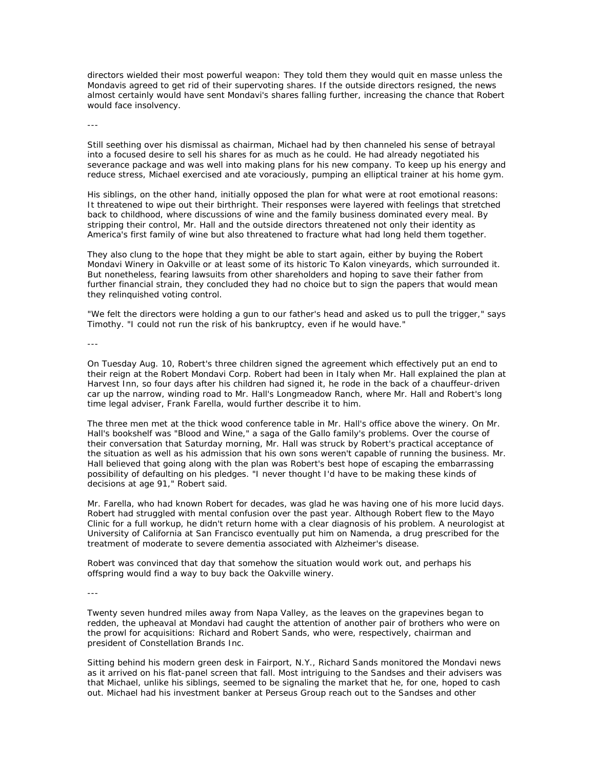directors wielded their most powerful weapon: They told them they would quit en masse unless the Mondavis agreed to get rid of their supervoting shares. If the outside directors resigned, the news almost certainly would have sent Mondavi's shares falling further, increasing the chance that Robert would face insolvency.

---

Still seething over his dismissal as chairman, Michael had by then channeled his sense of betrayal into a focused desire to sell his shares for as much as he could. He had already negotiated his severance package and was well into making plans for his new company. To keep up his energy and reduce stress, Michael exercised and ate voraciously, pumping an elliptical trainer at his home gym.

His siblings, on the other hand, initially opposed the plan for what were at root emotional reasons: It threatened to wipe out their birthright. Their responses were layered with feelings that stretched back to childhood, where discussions of wine and the family business dominated every meal. By stripping their control, Mr. Hall and the outside directors threatened not only their identity as America's first family of wine but also threatened to fracture what had long held them together.

They also clung to the hope that they might be able to start again, either by buying the Robert Mondavi Winery in Oakville or at least some of its historic To Kalon vineyards, which surrounded it. But nonetheless, fearing lawsuits from other shareholders and hoping to save their father from further financial strain, they concluded they had no choice but to sign the papers that would mean they relinquished voting control.

"We felt the directors were holding a gun to our father's head and asked us to pull the trigger," says Timothy. "I could not run the risk of his bankruptcy, even if he would have."

---

On Tuesday Aug. 10, Robert's three children signed the agreement which effectively put an end to their reign at the Robert Mondavi Corp. Robert had been in Italy when Mr. Hall explained the plan at Harvest Inn, so four days after his children had signed it, he rode in the back of a chauffeur-driven car up the narrow, winding road to Mr. Hall's Longmeadow Ranch, where Mr. Hall and Robert's long time legal adviser, Frank Farella, would further describe it to him.

The three men met at the thick wood conference table in Mr. Hall's office above the winery. On Mr. Hall's bookshelf was "Blood and Wine," a saga of the Gallo family's problems. Over the course of their conversation that Saturday morning, Mr. Hall was struck by Robert's practical acceptance of the situation as well as his admission that his own sons weren't capable of running the business. Mr. Hall believed that going along with the plan was Robert's best hope of escaping the embarrassing possibility of defaulting on his pledges. "I never thought I'd have to be making these kinds of decisions at age 91," Robert said.

Mr. Farella, who had known Robert for decades, was glad he was having one of his more lucid days. Robert had struggled with mental confusion over the past year. Although Robert flew to the Mayo Clinic for a full workup, he didn't return home with a clear diagnosis of his problem. A neurologist at University of California at San Francisco eventually put him on Namenda, a drug prescribed for the treatment of moderate to severe dementia associated with Alzheimer's disease.

Robert was convinced that day that somehow the situation would work out, and perhaps his offspring would find a way to buy back the Oakville winery.

---

Twenty seven hundred miles away from Napa Valley, as the leaves on the grapevines began to redden, the upheaval at Mondavi had caught the attention of another pair of brothers who were on the prowl for acquisitions: Richard and Robert Sands, who were, respectively, chairman and president of Constellation Brands Inc.

Sitting behind his modern green desk in Fairport, N.Y., Richard Sands monitored the Mondavi news as it arrived on his flat-panel screen that fall. Most intriguing to the Sandses and their advisers was that Michael, unlike his siblings, seemed to be signaling the market that he, for one, hoped to cash out. Michael had his investment banker at Perseus Group reach out to the Sandses and other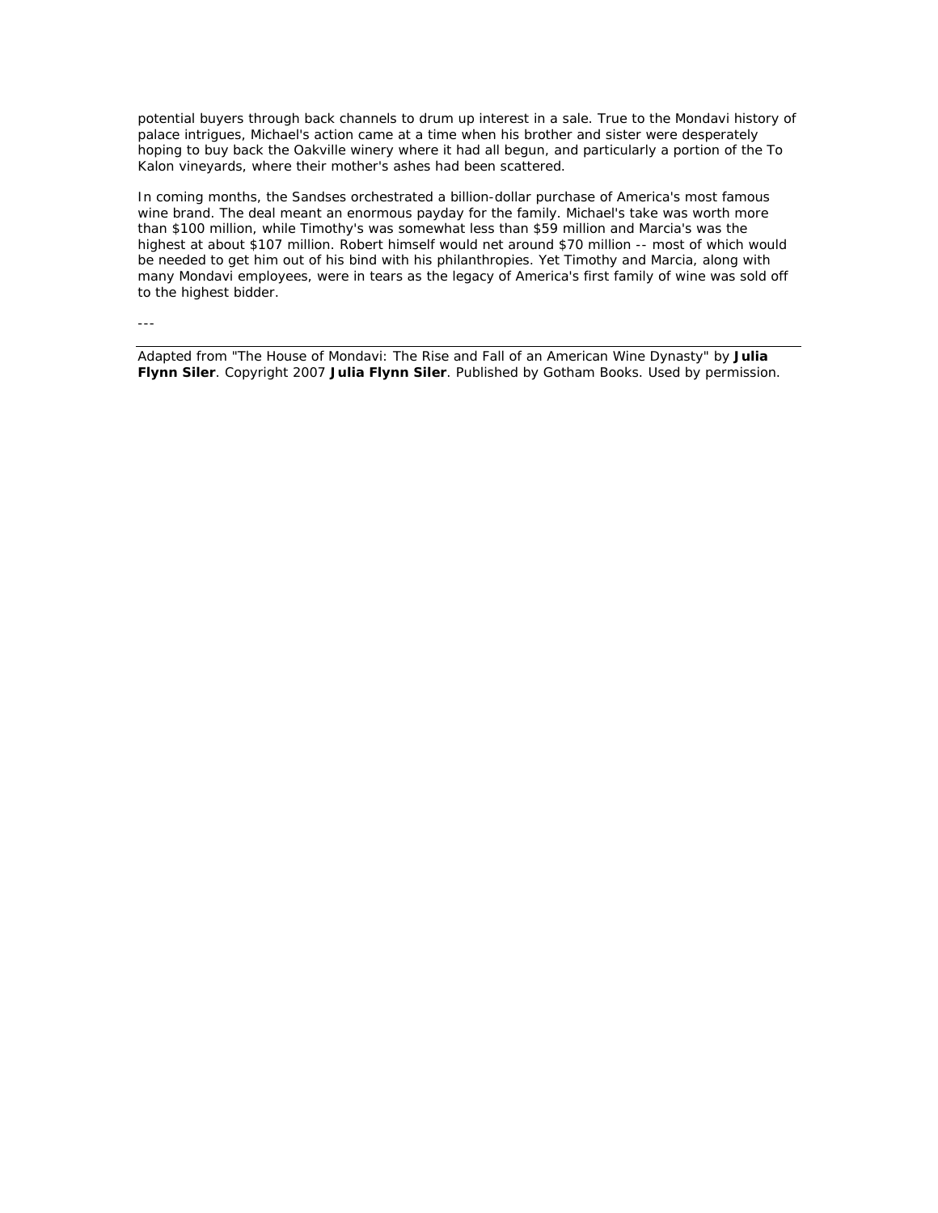potential buyers through back channels to drum up interest in a sale. True to the Mondavi history of palace intrigues, Michael's action came at a time when his brother and sister were desperately hoping to buy back the Oakville winery where it had all begun, and particularly a portion of the To Kalon vineyards, where their mother's ashes had been scattered.

In coming months, the Sandses orchestrated a billion-dollar purchase of America's most famous wine brand. The deal meant an enormous payday for the family. Michael's take was worth more than $100 million, while Timothy's was somewhat less than $59 million and Marcia's was the highest at about $107 million. Robert himself would net around $70 million -- most of which would be needed to get him out of his bind with his philanthropies. Yet Timothy and Marcia, along with many Mondavi employees, were in tears as the legacy of America's first family of wine was sold off to the highest bidder.

---

Adapted from "The House of Mondavi: The Rise and Fall of an American Wine Dynasty" by **Julia Flynn Siler**. Copyright 2007 **Julia Flynn Siler**. Published by Gotham Books. Used by permission.